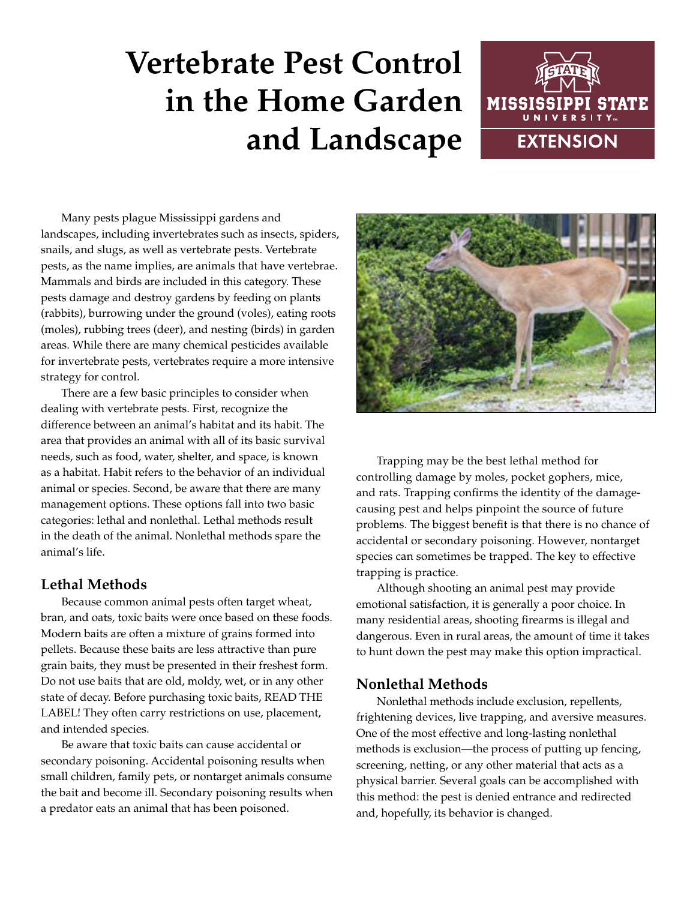# Vertebrate Pest Control in the Home Garden and Landscape

Many pests plague Mississippi gardens and landscapes, including invertebrates such as insects, spiders, snails, and slugs, as well as vertebrate pests. Vertebrate pests, as the name implies, are animals that have vertebrae. Mammals and birds are included in this category. These pests damage and destroy gardens by feeding on plants (rabbits), burrowing under the ground (voles), eating roots (moles), rubbing trees (deer), and nesting (birds) in garden areas. While there are many chemical pesticides available for invertebrate pests, vertebrates require a more intensive strategy for control.

There are a few basic principles to consider when dealing with vertebrate pests. First, recognize the difference between an animal's habitat and its habit. The area that provides an animal with all of its basic survival needs, such as food, water, shelter, and space, is known as a habitat. Habit refers to the behavior of an individual animal or species. Second, be aware that there are many management options. These options fall into two basic categories: lethal and nonlethal. Lethal methods result in the death of the animal. Nonlethal methods spare the animal's life.

## Lethal Methods

Because common animal pests often target wheat, bran, and oats, toxic baits were once based on these foods. Modern baits are often a mixture of grains formed into pellets. Because these baits are less attractive than pure grain baits, they must be presented in their freshest form. Do not use baits that are old, moldy, wet, or in any other state of decay. Before purchasing toxic baits, READ THE LABEL! They often carry restrictions on use, placement, and intended species.

Be aware that toxic baits can cause accidental or secondary poisoning. Accidental poisoning results when small children, family pets, or nontarget animals consume the bait and become ill. Secondary poisoning results when a predator eats an animal that has been poisoned.

Trapping may be the best lethal method for controlling damage by moles, pocket gophers, mice, and rats. Trapping confirms the identity of the damage-causing pest and helps pinpoint the source of future problems. The biggest benefit is that there is no chance of accidental or secondary poisoning. However, nontarget species can sometimes be trapped. The key to effective trapping is practice.

Although shooting an animal pest may provide emotional satisfaction, it is generally a poor choice. In many residential areas, shooting firearms is illegal and dangerous. Even in rural areas, the amount of time it takes to hunt down the pest may make this option impractical.

## Nonlethal Methods

Nonlethal methods include exclusion, repellents, frightening devices, live trapping, and aversive measures. One of the most effective and long-lasting nonlethal methods is exclusion—the process of putting up fencing, screening, netting, or any other material that acts as a physical barrier. Several goals can be accomplished with this method: the pest is denied entrance and redirected and, hopefully, its behavior is changed.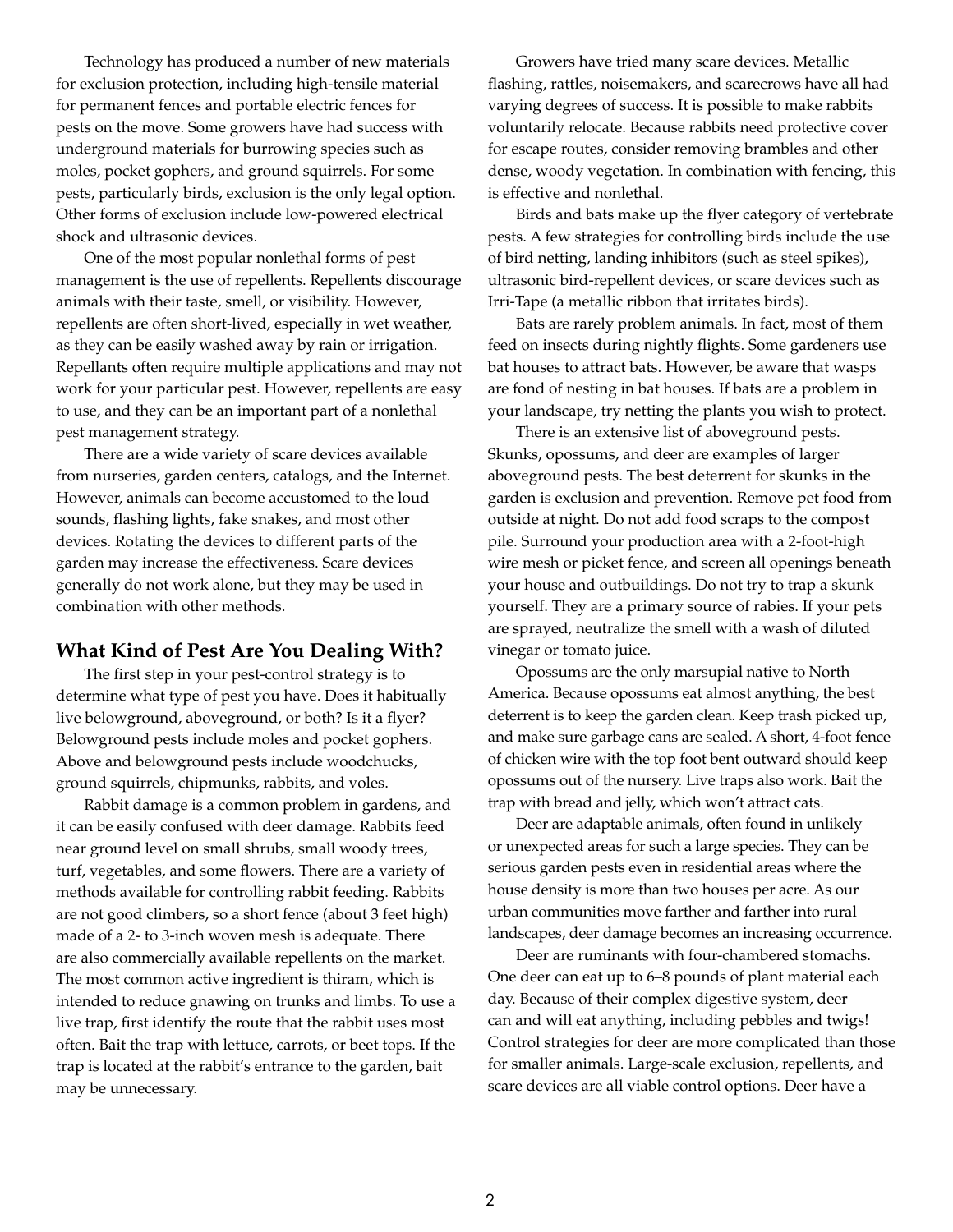Technology has produced a number of new materials for exclusion protection, including high-tensile material for permanent fences and portable electric fences for pests on the move. Some growers have had success with underground materials for burrowing species such as moles, pocket gophers, and ground squirrels. For some pests, particularly birds, exclusion is the only legal option. Other forms of exclusion include low-powered electrical shock and ultrasonic devices.

One of the most popular nonlethal forms of pest management is the use of repellents. Repellents discourage animals with their taste, smell, or visibility. However, repellents are often short-lived, especially in wet weather, as they can be easily washed away by rain or irrigation. Repellants often require multiple applications and may not work for your particular pest. However, repellents are easy to use, and they can be an important part of a nonlethal pest management strategy.

There are a wide variety of scare devices available from nurseries, garden centers, catalogs, and the Internet. However, animals can become accustomed to the loud sounds, flashing lights, fake snakes, and most other devices. Rotating the devices to different parts of the garden may increase the effectiveness. Scare devices generally do not work alone, but they may be used in combination with other methods.

## What Kind of Pest Are You Dealing With?

The first step in your pest-control strategy is to determine what type of pest you have. Does it habitually live belowground, aboveground, or both? Is it a flyer? Belowground pests include moles and pocket gophers. Above and belowground pests include woodchucks, ground squirrels, chipmunks, rabbits, and voles.

Rabbit damage is a common problem in gardens, and it can be easily confused with deer damage. Rabbits feed near ground level on small shrubs, small woody trees, turf, vegetables, and some flowers. There are a variety of methods available for controlling rabbit feeding. Rabbits are not good climbers, so a short fence (about 3 feet high) made of a 2- to 3-inch woven mesh is adequate. There are also commercially available repellents on the market. The most common active ingredient is thiram, which is intended to reduce gnawing on trunks and limbs. To use a live trap, first identify the route that the rabbit uses most often. Bait the trap with lettuce, carrots, or beet tops. If the trap is located at the rabbit's entrance to the garden, bait may be unnecessary.

Growers have tried many scare devices. Metallic flashing, rattles, noisemakers, and scarecrows have all had varying degrees of success. It is possible to make rabbits voluntarily relocate. Because rabbits need protective cover for escape routes, consider removing brambles and other dense, woody vegetation. In combination with fencing, this is effective and nonlethal.

Birds and bats make up the flyer category of vertebrate pests. A few strategies for controlling birds include the use of bird netting, landing inhibitors (such as steel spikes), ultrasonic bird-repellent devices, or scare devices such as Irri-Tape (a metallic ribbon that irritates birds).

Bats are rarely problem animals. In fact, most of them feed on insects during nightly flights. Some gardeners use bat houses to attract bats. However, be aware that wasps are fond of nesting in bat houses. If bats are a problem in your landscape, try netting the plants you wish to protect.

There is an extensive list of aboveground pests. Skunks, opossums, and deer are examples of larger aboveground pests. The best deterrent for skunks in the garden is exclusion and prevention. Remove pet food from outside at night. Do not add food scraps to the compost pile. Surround your production area with a 2-foot-high wire mesh or picket fence, and screen all openings beneath your house and outbuildings. Do not try to trap a skunk yourself. They are a primary source of rabies. If your pets are sprayed, neutralize the smell with a wash of diluted vinegar or tomato juice.

Opossums are the only marsupial native to North America. Because opossums eat almost anything, the best deterrent is to keep the garden clean. Keep trash picked up, and make sure garbage cans are sealed. A short, 4-foot fence of chicken wire with the top foot bent outward should keep opossums out of the nursery. Live traps also work. Bait the trap with bread and jelly, which won't attract cats.

Deer are adaptable animals, often found in unlikely or unexpected areas for such a large species. They can be serious garden pests even in residential areas where the house density is more than two houses per acre. As our urban communities move farther and farther into rural landscapes, deer damage becomes an increasing occurrence.

Deer are ruminants with four-chambered stomachs. One deer can eat up to 6–8 pounds of plant material each day. Because of their complex digestive system, deer can and will eat anything, including pebbles and twigs! Control strategies for deer are more complicated than those for smaller animals. Large-scale exclusion, repellents, and scare devices are all viable control options. Deer have a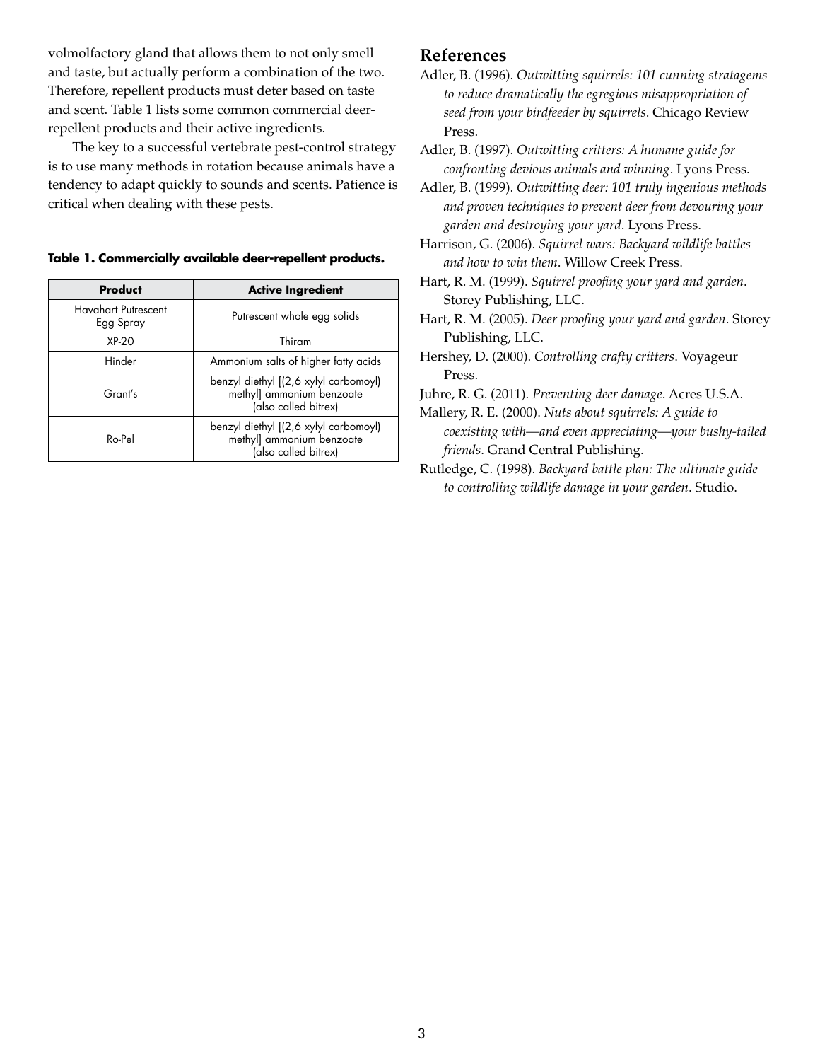volmolfactory gland that allows them to not only smell and taste, but actually perform a combination of the two. Therefore, repellent products must deter based on taste and scent. Table 1 lists some common commercial deer-repellent products and their active ingredients.

The key to a successful vertebrate pest-control strategy is to use many methods in rotation because animals have a tendency to adapt quickly to sounds and scents. Patience is critical when dealing with these pests.

**Table 1. Commercially available deer-repellent products.**

| Product | Active Ingredient |
|---|---|
| Havahart Putrescent Egg Spray | Putrescent whole egg solids |
| XP-20 | Thiram |
| Hinder | Ammonium salts of higher fatty acids |
| Grant's | benzyl diethyl [(2,6 xylyl carbomoyl) methyl] ammonium benzoate (also called bitrex) |
| Ro-Pel | benzyl diethyl [(2,6 xylyl carbomoyl) methyl] ammonium benzoate (also called bitrex) |

## References

Adler, B. (1996). *Outwitting squirrels: 101 cunning stratagems to reduce dramatically the egregious misappropriation of seed from your birdfeeder by squirrels*. Chicago Review Press.

Adler, B. (1997). *Outwitting critters: A humane guide for confronting devious animals and winning*. Lyons Press.

Adler, B. (1999). *Outwitting deer: 101 truly ingenious methods and proven techniques to prevent deer from devouring your garden and destroying your yard*. Lyons Press.

Harrison, G. (2006). *Squirrel wars: Backyard wildlife battles and how to win them*. Willow Creek Press.

Hart, R. M. (1999). *Squirrel proofing your yard and garden*. Storey Publishing, LLC.

Hart, R. M. (2005). *Deer proofing your yard and garden*. Storey Publishing, LLC.

Hershey, D. (2000). *Controlling crafty critters*. Voyageur Press.

Juhre, R. G. (2011). *Preventing deer damage*. Acres U.S.A.

Mallery, R. E. (2000). *Nuts about squirrels: A guide to coexisting with—and even appreciating—your bushy-tailed friends*. Grand Central Publishing.

Rutledge, C. (1998). *Backyard battle plan: The ultimate guide to controlling wildlife damage in your garden*. Studio.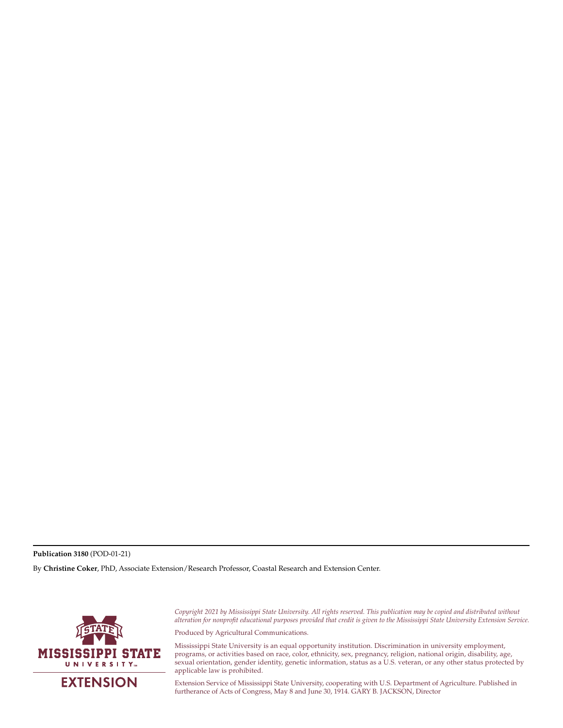**Publication 3180** (POD-01-21)

By **Christine Coker**, PhD, Associate Extension/Research Professor, Coastal Research and Extension Center.

*Copyright 2021 by Mississippi State University. All rights reserved. This publication may be copied and distributed without alteration for nonprofit educational purposes provided that credit is given to the Mississippi State University Extension Service.*

Produced by Agricultural Communications.

Mississippi State University is an equal opportunity institution. Discrimination in university employment, programs, or activities based on race, color, ethnicity, sex, pregnancy, religion, national origin, disability, age, sexual orientation, gender identity, genetic information, status as a U.S. veteran, or any other status protected by applicable law is prohibited.

Extension Service of Mississippi State University, cooperating with U.S. Department of Agriculture. Published in furtherance of Acts of Congress, May 8 and June 30, 1914. GARY B. JACKSON, Director